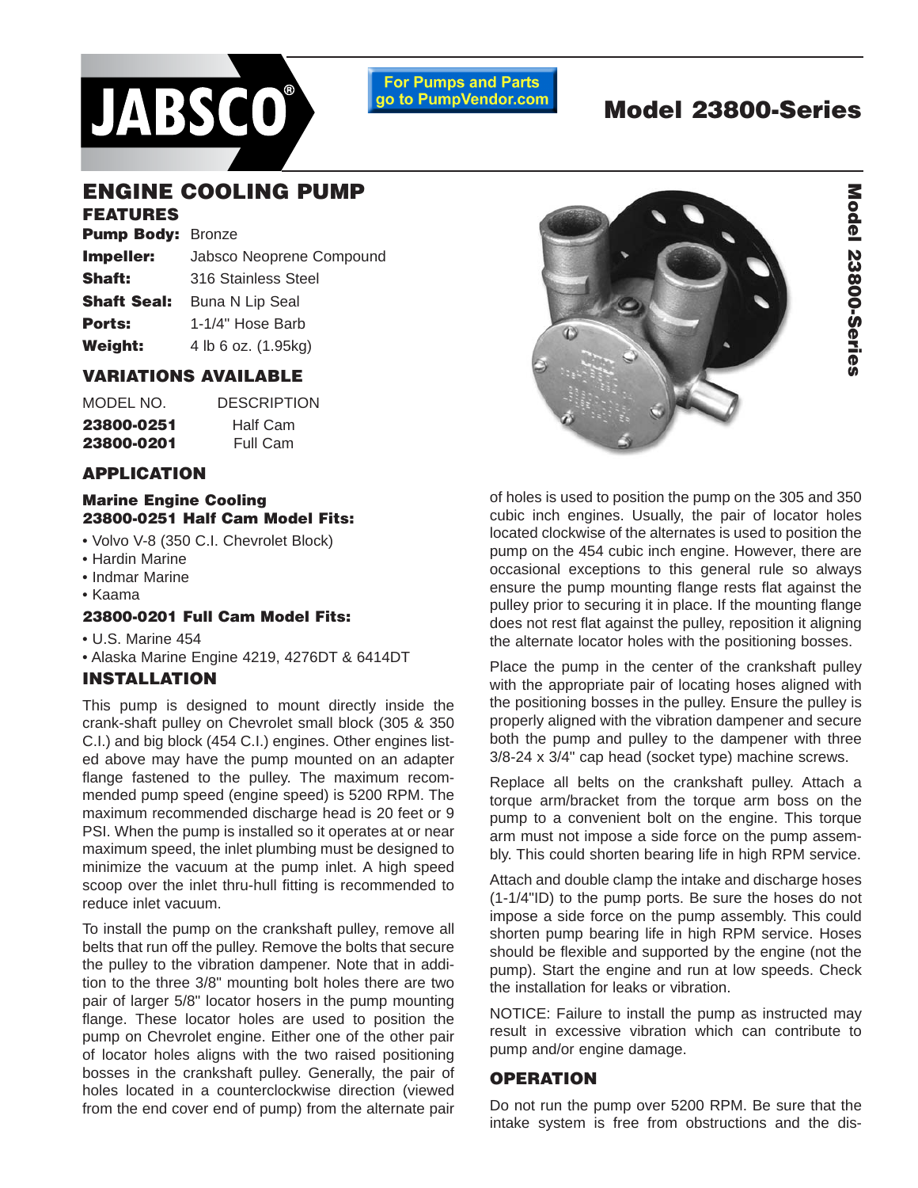# Model 23800-Series

For Pumps and Parts go to PumpVendor.com

## ENGINE COOLING PUMP

### FEATURES

| | |
|---|---|
| **Pump Body:** | Bronze |
| **Impeller:** | Jabsco Neoprene Compound |
| **Shaft:** | 316 Stainless Steel |
| **Shaft Seal:** | Buna N Lip Seal |
| **Ports:** | 1-1/4" Hose Barb |
| **Weight:** | 4 lb 6 oz. (1.95kg) |

### VARIATIONS AVAILABLE

| MODEL NO. | DESCRIPTION |
|---|---|
| **23800-0251** | Half Cam |
| **23800-0201** | Full Cam |

### APPLICATION

**Marine Engine Cooling**
**23800-0251 Half Cam Model Fits:**

- Volvo V-8 (350 C.I. Chevrolet Block)
- Hardin Marine
- Indmar Marine
- Kaama

**23800-0201 Full Cam Model Fits:**

- U.S. Marine 454
- Alaska Marine Engine 4219, 4276DT & 6414DT

### INSTALLATION

This pump is designed to mount directly inside the crank-shaft pulley on Chevrolet small block (305 & 350 C.I.) and big block (454 C.I.) engines. Other engines listed above may have the pump mounted on an adapter flange fastened to the pulley. The maximum recommended pump speed (engine speed) is 5200 RPM. The maximum recommended discharge head is 20 feet or 9 PSI. When the pump is installed so it operates at or near maximum speed, the inlet plumbing must be designed to minimize the vacuum at the pump inlet. A high speed scoop over the inlet thru-hull fitting is recommended to reduce inlet vacuum.

To install the pump on the crankshaft pulley, remove all belts that run off the pulley. Remove the bolts that secure the pulley to the vibration dampener. Note that in addition to the three 3/8" mounting bolt holes there are two pair of larger 5/8" locator hosers in the pump mounting flange. These locator holes are used to position the pump on Chevrolet engine. Either one of the other pair of locator holes aligns with the two raised positioning bosses in the crankshaft pulley. Generally, the pair of holes located in a counterclockwise direction (viewed from the end cover end of pump) from the alternate pair of holes is used to position the pump on the 305 and 350 cubic inch engines. Usually, the pair of locator holes located clockwise of the alternates is used to position the pump on the 454 cubic inch engine. However, there are occasional exceptions to this general rule so always ensure the pump mounting flange rests flat against the pulley prior to securing it in place. If the mounting flange does not rest flat against the pulley, reposition it aligning the alternate locator holes with the positioning bosses.

Place the pump in the center of the crankshaft pulley with the appropriate pair of locating hoses aligned with the positioning bosses in the pulley. Ensure the pulley is properly aligned with the vibration dampener and secure both the pump and pulley to the dampener with three 3/8-24 x 3/4" cap head (socket type) machine screws.

Replace all belts on the crankshaft pulley. Attach a torque arm/bracket from the torque arm boss on the pump to a convenient bolt on the engine. This torque arm must not impose a side force on the pump assembly. This could shorten bearing life in high RPM service.

Attach and double clamp the intake and discharge hoses (1-1/4"ID) to the pump ports. Be sure the hoses do not impose a side force on the pump assembly. This could shorten pump bearing life in high RPM service. Hoses should be flexible and supported by the engine (not the pump). Start the engine and run at low speeds. Check the installation for leaks or vibration.

NOTICE: Failure to install the pump as instructed may result in excessive vibration which can contribute to pump and/or engine damage.

### OPERATION

Do not run the pump over 5200 RPM. Be sure that the intake system is free from obstructions and the dis-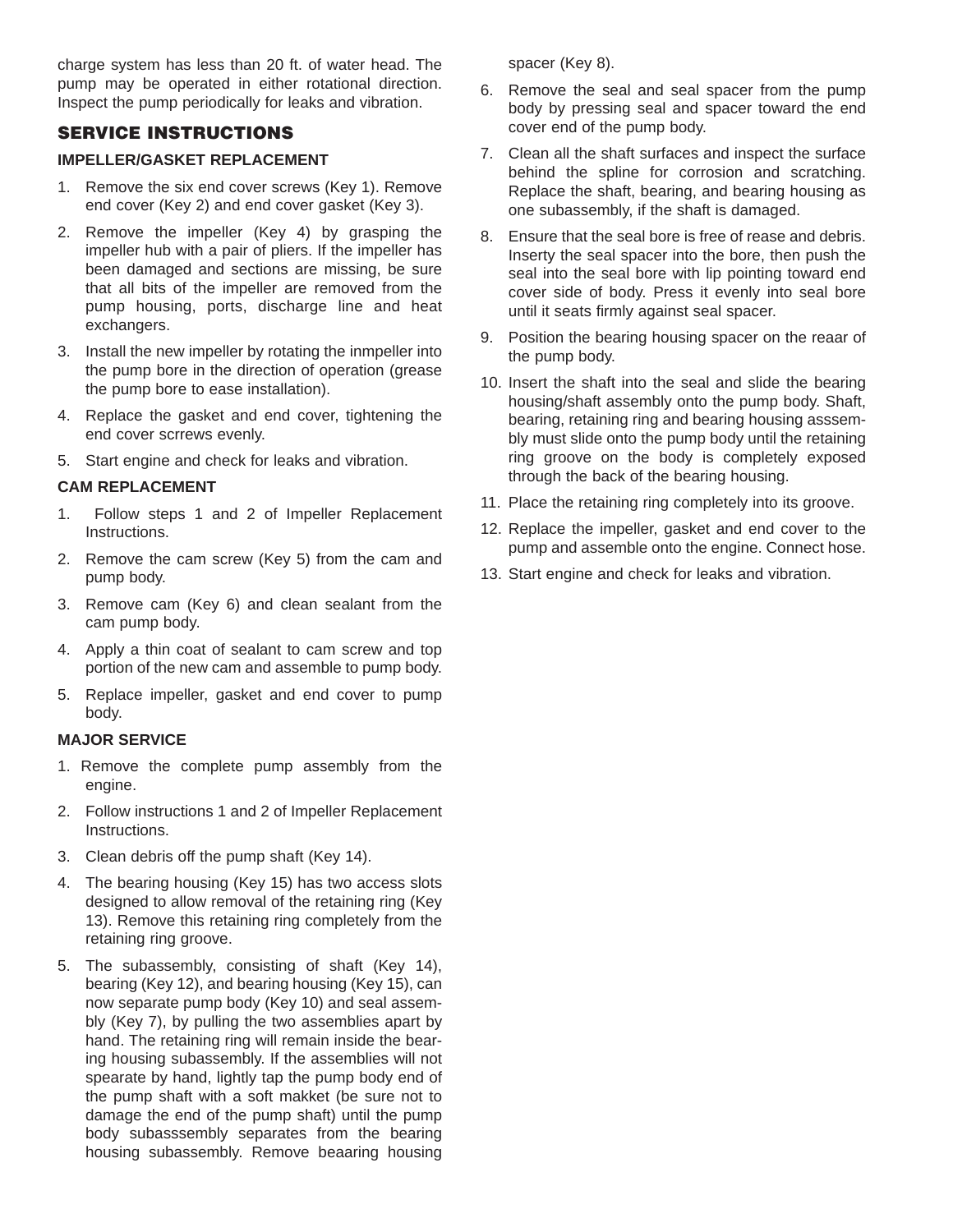charge system has less than 20 ft. of water head. The pump may be operated in either rotational direction. Inspect the pump periodically for leaks and vibration.

## SERVICE INSTRUCTIONS

### IMPELLER/GASKET REPLACEMENT

1. Remove the six end cover screws (Key 1). Remove end cover (Key 2) and end cover gasket (Key 3).
2. Remove the impeller (Key 4) by grasping the impeller hub with a pair of pliers. If the impeller has been damaged and sections are missing, be sure that all bits of the impeller are removed from the pump housing, ports, discharge line and heat exchangers.
3. Install the new impeller by rotating the inmpeller into the pump bore in the direction of operation (grease the pump bore to ease installation).
4. Replace the gasket and end cover, tightening the end cover scrrews evenly.
5. Start engine and check for leaks and vibration.

### CAM REPLACEMENT

1. Follow steps 1 and 2 of Impeller Replacement Instructions.
2. Remove the cam screw (Key 5) from the cam and pump body.
3. Remove cam (Key 6) and clean sealant from the cam pump body.
4. Apply a thin coat of sealant to cam screw and top portion of the new cam and assemble to pump body.
5. Replace impeller, gasket and end cover to pump body.

### MAJOR SERVICE

1. Remove the complete pump assembly from the engine.
2. Follow instructions 1 and 2 of Impeller Replacement Instructions.
3. Clean debris off the pump shaft (Key 14).
4. The bearing housing (Key 15) has two access slots designed to allow removal of the retaining ring (Key 13). Remove this retaining ring completely from the retaining ring groove.
5. The subassembly, consisting of shaft (Key 14), bearing (Key 12), and bearing housing (Key 15), can now separate pump body (Key 10) and seal assembly (Key 7), by pulling the two assemblies apart by hand. The retaining ring will remain inside the bearing housing subassembly. If the assemblies will not spearate by hand, lightly tap the pump body end of the pump shaft with a soft makket (be sure not to damage the end of the pump shaft) until the pump body subasssembly separates from the bearing housing subassembly. Remove beaaring housing spacer (Key 8).
6. Remove the seal and seal spacer from the pump body by pressing seal and spacer toward the end cover end of the pump body.
7. Clean all the shaft surfaces and inspect the surface behind the spline for corrosion and scratching. Replace the shaft, bearing, and bearing housing as one subassembly, if the shaft is damaged.
8. Ensure that the seal bore is free of rease and debris. Inserty the seal spacer into the bore, then push the seal into the seal bore with lip pointing toward end cover side of body. Press it evenly into seal bore until it seats firmly against seal spacer.
9. Position the bearing housing spacer on the reaar of the pump body.
10. Insert the shaft into the seal and slide the bearing housing/shaft assembly onto the pump body. Shaft, bearing, retaining ring and bearing housing asssembly must slide onto the pump body until the retaining ring groove on the body is completely exposed through the back of the bearing housing.
11. Place the retaining ring completely into its groove.
12. Replace the impeller, gasket and end cover to the pump and assemble onto the engine. Connect hose.
13. Start engine and check for leaks and vibration.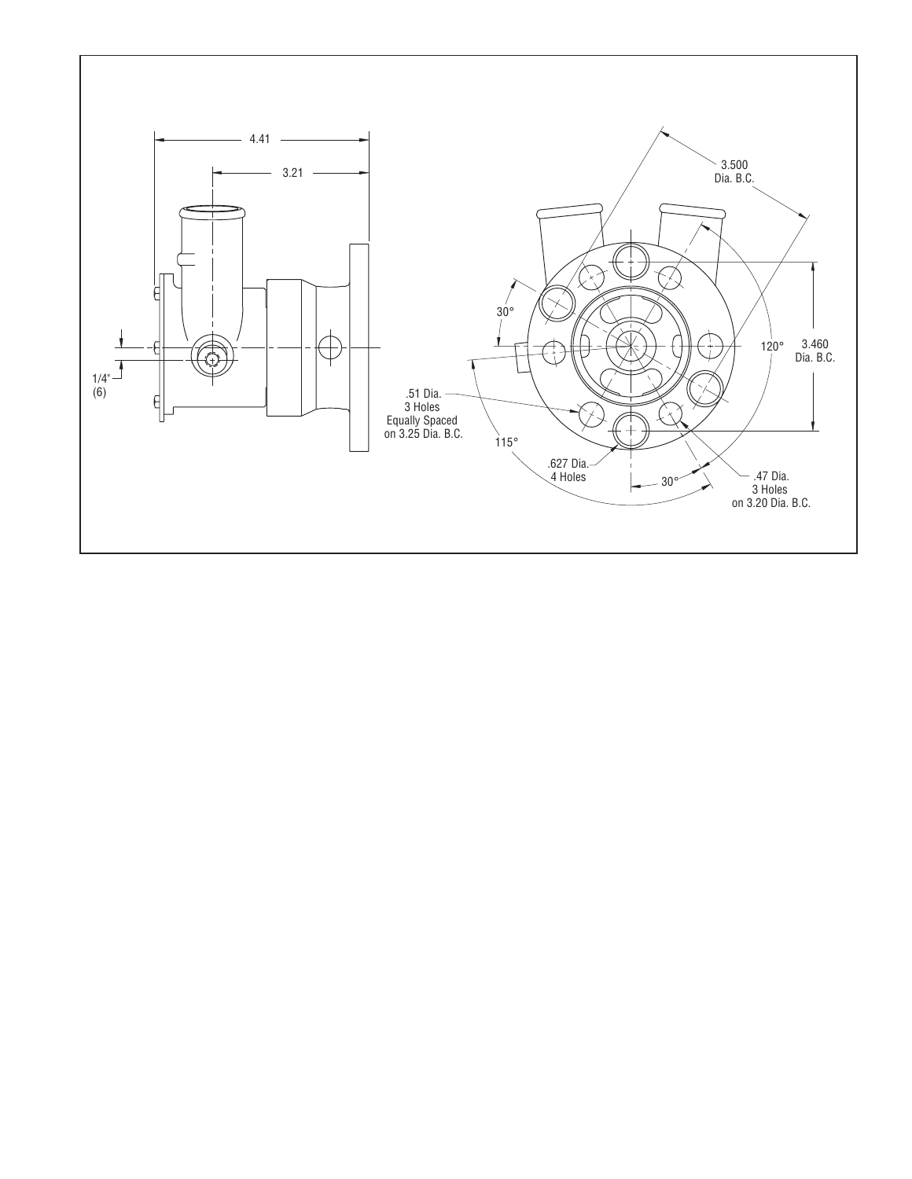4.41

3.21

1/4"
(6)

3.500
Dia. B.C.

30°

120°

3.460
Dia. B.C.

.51 Dia.
3 Holes
Equally Spaced
on 3.25 Dia. B.C.

115°

.627 Dia.
4 Holes

30°

.47 Dia.
3 Holes
on 3.20 Dia. B.C.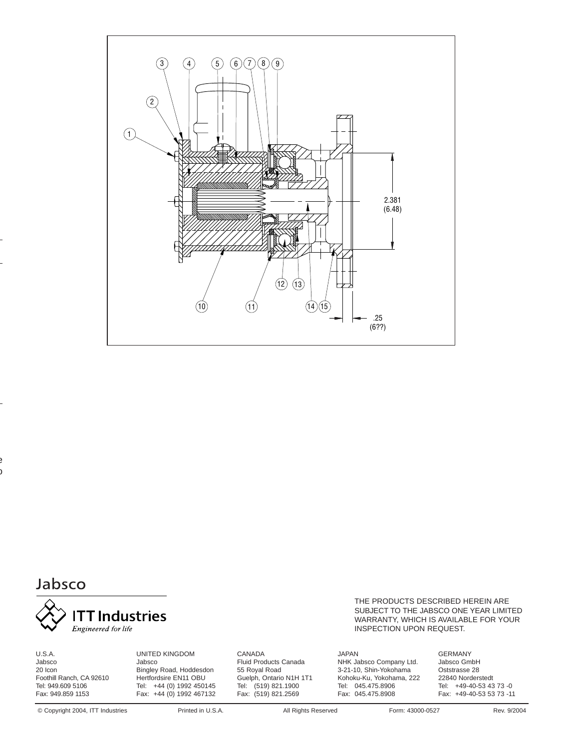1
2
3
4
5
6
7
8
9
10
11
12
13
14
15

2.381
(6.48)

.25
(6??)

Jabsco

ITT Industries

*Engineered for life*

THE PRODUCTS DESCRIBED HEREIN ARE SUBJECT TO THE JABSCO ONE YEAR LIMITED WARRANTY, WHICH IS AVAILABLE FOR YOUR INSPECTION UPON REQUEST.

U.S.A.
Jabsco
20 Icon
Foothill Ranch, CA 92610
Tel: 949.609 5106
Fax: 949.859 1153

UNITED KINGDOM
Jabsco
Bingley Road, Hoddesdon
Hertfordsire EN11 OBU
Tel: +44 (0) 1992 450145
Fax: +44 (0) 1992 467132

CANADA
Fluid Products Canada
55 Royal Road
Guelph, Ontario N1H 1T1
Tel: (519) 821.1900
Fax: (519) 821.2569

JAPAN
NHK Jabsco Company Ltd.
3-21-10, Shin-Yokohama
Kohoku-Ku, Yokohama, 222
Tel: 045.475.8906
Fax: 045.475.8908

GERMANY
Jabsco GmbH
Oststrasse 28
22840 Norderstedt
Tel: +49-40-53 43 73 -0
Fax: +49-40-53 53 73 -11

© Copyright 2004, ITT Industries    Printed in U.S.A.    All Rights Reserved    Form: 43000-0527    Rev. 9/2004